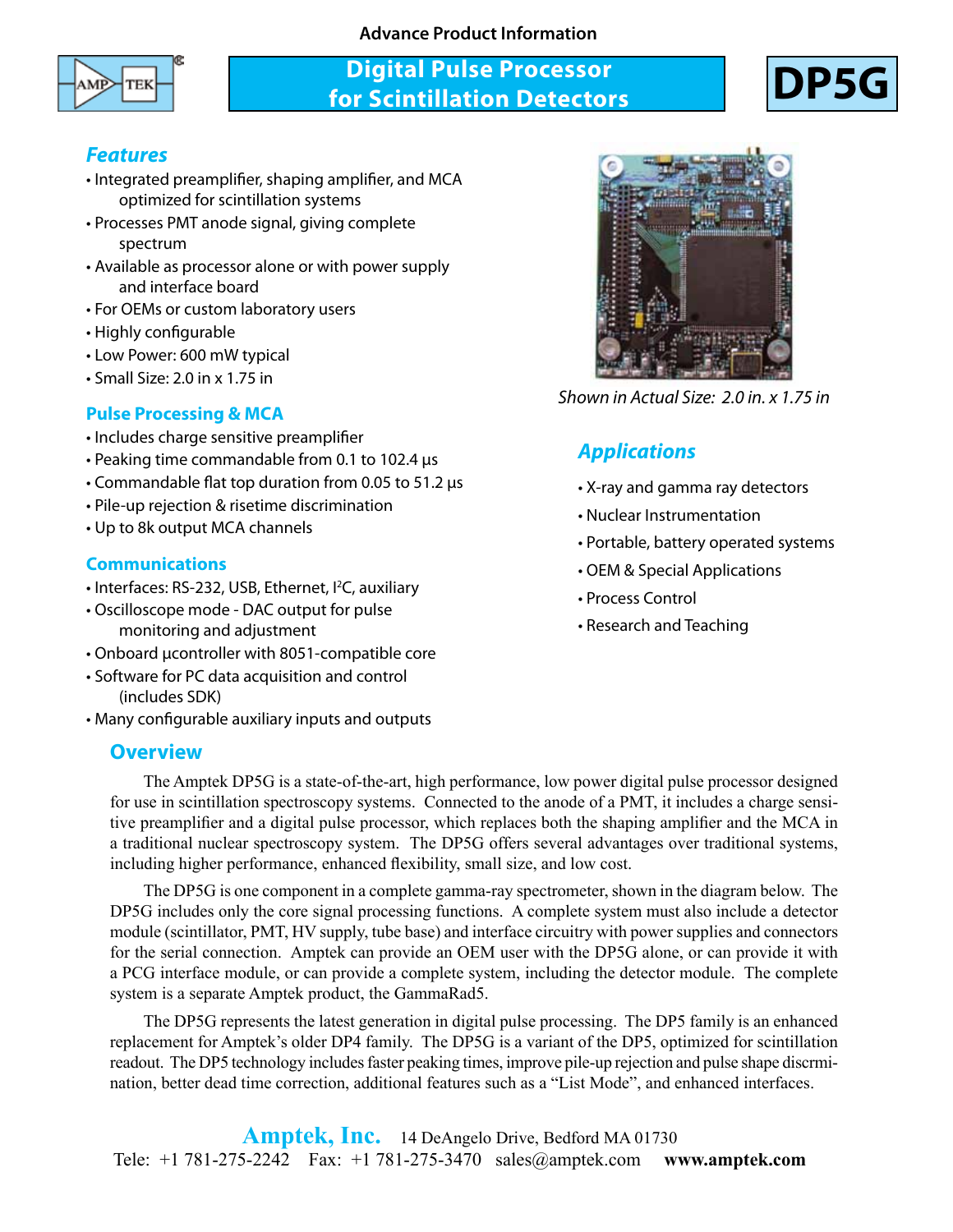Advance Product Information

# Digital Pulse Processor for Scintillation Detectors

# DP5G

## Features

- Integrated preamplifier, shaping amplifier, and MCA optimized for scintillation systems
- Processes PMT anode signal, giving complete spectrum
- Available as processor alone or with power supply and interface board
- For OEMs or custom laboratory users
- Highly configurable
- Low Power: 600 mW typical
- Small Size: 2.0 in x 1.75 in

### Pulse Processing & MCA

- Includes charge sensitive preamplifier
- Peaking time commandable from 0.1 to 102.4 µs
- Commandable flat top duration from 0.05 to 51.2 µs
- Pile-up rejection & risetime discrimination
- Up to 8k output MCA channels

### Communications

- Interfaces: RS-232, USB, Ethernet, I²C, auxiliary
- Oscilloscope mode - DAC output for pulse monitoring and adjustment
- Onboard µcontroller with 8051-compatible core
- Software for PC data acquisition and control (includes SDK)
- Many configurable auxiliary inputs and outputs

*Shown in Actual Size: 2.0 in. x 1.75 in*

## Applications

- X-ray and gamma ray detectors
- Nuclear Instrumentation
- Portable, battery operated systems
- OEM & Special Applications
- Process Control
- Research and Teaching

## Overview

The Amptek DP5G is a state-of-the-art, high performance, low power digital pulse processor designed for use in scintillation spectroscopy systems. Connected to the anode of a PMT, it includes a charge sensitive preamplifier and a digital pulse processor, which replaces both the shaping amplifier and the MCA in a traditional nuclear spectroscopy system. The DP5G offers several advantages over traditional systems, including higher performance, enhanced flexibility, small size, and low cost.

The DP5G is one component in a complete gamma-ray spectrometer, shown in the diagram below. The DP5G includes only the core signal processing functions. A complete system must also include a detector module (scintillator, PMT, HV supply, tube base) and interface circuitry with power supplies and connectors for the serial connection. Amptek can provide an OEM user with the DP5G alone, or can provide it with a PCG interface module, or can provide a complete system, including the detector module. The complete system is a separate Amptek product, the GammaRad5.

The DP5G represents the latest generation in digital pulse processing. The DP5 family is an enhanced replacement for Amptek's older DP4 family. The DP5G is a variant of the DP5, optimized for scintillation readout. The DP5 technology includes faster peaking times, improve pile-up rejection and pulse shape discrmination, better dead time correction, additional features such as a "List Mode", and enhanced interfaces.

**Amptek, Inc.** 14 DeAngelo Drive, Bedford MA 01730
Tele: +1 781-275-2242 Fax: +1 781-275-3470 sales@amptek.com **www.amptek.com**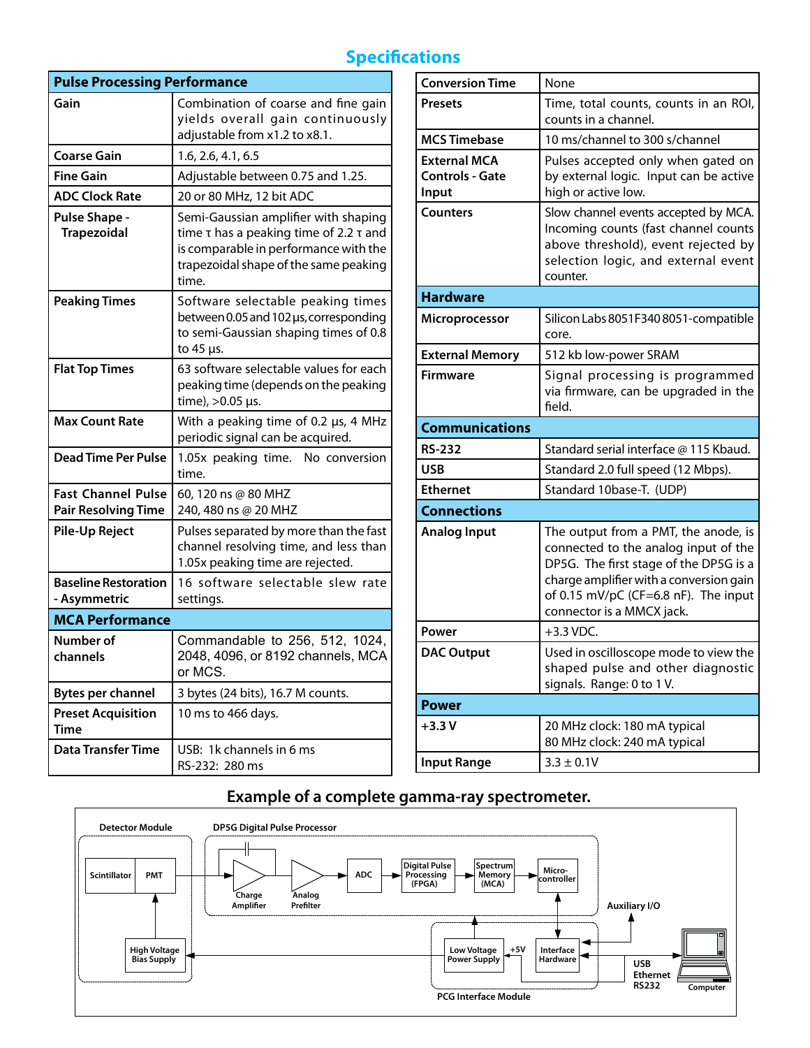# Specifications

| Pulse Processing Performance | |
|---|---|
| **Gain** | Combination of coarse and fine gain yields overall gain continuously adjustable from x1.2 to x8.1. |
| **Coarse Gain** | 1.6, 2.6, 4.1, 6.5 |
| **Fine Gain** | Adjustable between 0.75 and 1.25. |
| **ADC Clock Rate** | 20 or 80 MHz, 12 bit ADC |
| **Pulse Shape - Trapezoidal** | Semi-Gaussian amplifier with shaping time τ has a peaking time of 2.2 τ and is comparable in performance with the trapezoidal shape of the same peaking time. |
| **Peaking Times** | Software selectable peaking times between 0.05 and 102 µs, corresponding to semi-Gaussian shaping times of 0.8 to 45 µs. |
| **Flat Top Times** | 63 software selectable values for each peaking time (depends on the peaking time), >0.05 µs. |
| **Max Count Rate** | With a peaking time of 0.2 µs, 4 MHz periodic signal can be acquired. |
| **Dead Time Per Pulse** | 1.05x peaking time. No conversion time. |
| **Fast Channel Pulse Pair Resolving Time** | 60, 120 ns @ 80 MHZ<br>240, 480 ns @ 20 MHZ |
| **Pile-Up Reject** | Pulses separated by more than the fast channel resolving time, and less than 1.05x peaking time are rejected. |
| **Baseline Restoration - Asymmetric** | 16 software selectable slew rate settings. |

| MCA Performance | |
|---|---|
| **Number of channels** | Commandable to 256, 512, 1024, 2048, 4096, or 8192 channels, MCA or MCS. |
| **Bytes per channel** | 3 bytes (24 bits), 16.7 M counts. |
| **Preset Acquisition Time** | 10 ms to 466 days. |
| **Data Transfer Time** | USB: 1k channels in 6 ms<br>RS-232: 280 ms |
| **Conversion Time** | None |
| **Presets** | Time, total counts, counts in an ROI, counts in a channel. |
| **MCS Timebase** | 10 ms/channel to 300 s/channel |
| **External MCA Controls - Gate Input** | Pulses accepted only when gated on by external logic. Input can be active high or active low. |
| **Counters** | Slow channel events accepted by MCA. Incoming counts (fast channel counts above threshold), event rejected by selection logic, and external event counter. |

| Hardware | |
|---|---|
| **Microprocessor** | Silicon Labs 8051F340 8051-compatible core. |
| **External Memory** | 512 kb low-power SRAM |
| **Firmware** | Signal processing is programmed via firmware, can be upgraded in the field. |

| Communications | |
|---|---|
| **RS-232** | Standard serial interface @ 115 Kbaud. |
| **USB** | Standard 2.0 full speed (12 Mbps). |
| **Ethernet** | Standard 10base-T. (UDP) |

| Connections | |
|---|---|
| **Analog Input** | The output from a PMT, the anode, is connected to the analog input of the DP5G. The first stage of the DP5G is a charge amplifier with a conversion gain of 0.15 mV/pC (CF=6.8 nF). The input connector is a MMCX jack. |
| **Power** | +3.3 VDC. |
| **DAC Output** | Used in oscilloscope mode to view the shaped pulse and other diagnostic signals. Range: 0 to 1 V. |

| Power | |
|---|---|
| **+3.3 V** | 20 MHz clock: 180 mA typical<br>80 MHz clock: 240 mA typical |
| **Input Range** | 3.3 ± 0.1V |

## Example of a complete gamma-ray spectrometer.

Detector Module: Scintillator, PMT, High Voltage Bias Supply

DP5G Digital Pulse Processor: Charge Amplifier, Analog Prefilter, ADC, Digital Pulse Processing (FPGA), Spectrum Memory (MCA), Micro-controller

PCG Interface Module: Low Voltage Power Supply, +5V, Interface Hardware

Auxiliary I/O

USB, Ethernet, RS232 — Computer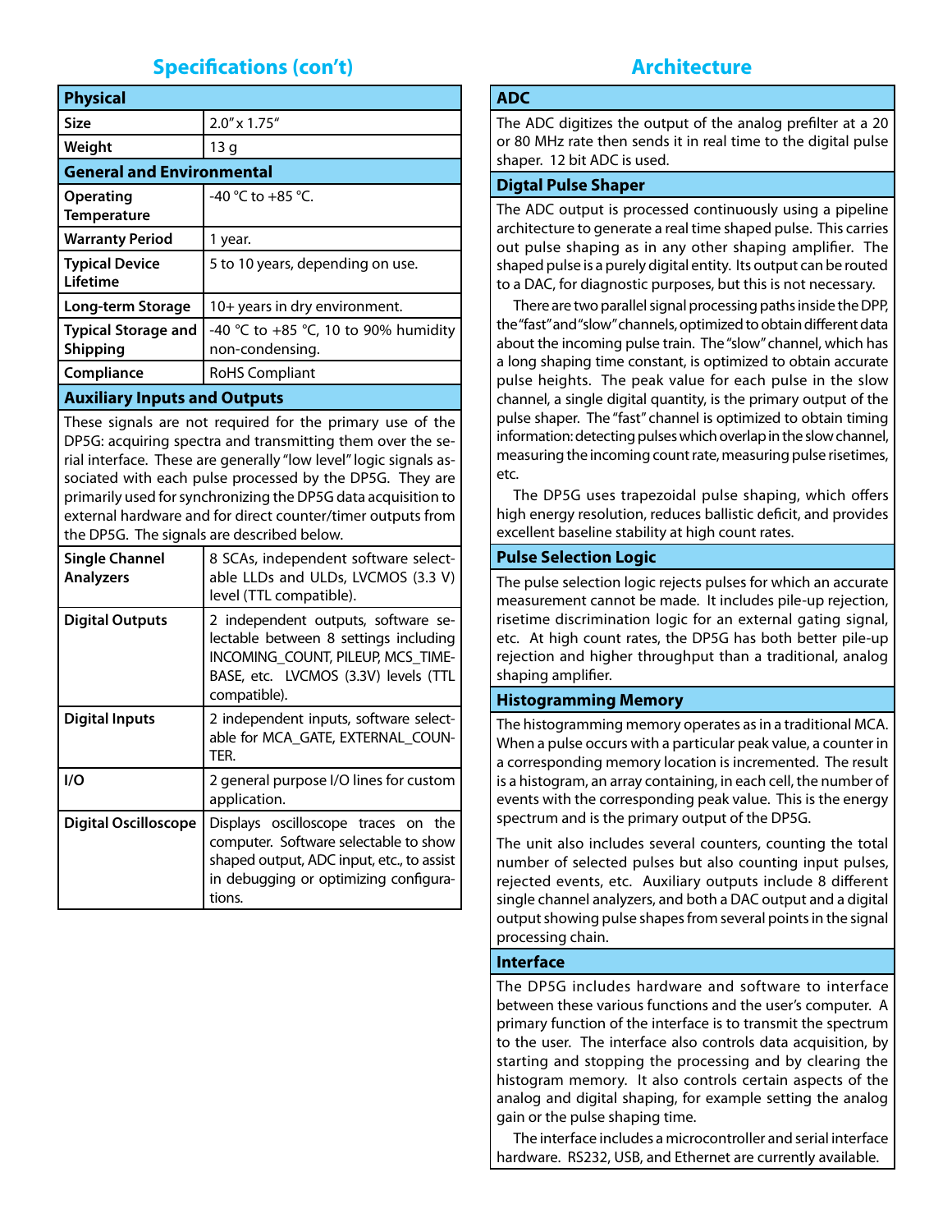## Specifications (con't)

| Physical | |
|---|---|
| **Size** | 2.0" x 1.75" |
| **Weight** | 13 g |

| General and Environmental | |
|---|---|
| **Operating Temperature** | -40 °C to +85 °C. |
| **Warranty Period** | 1 year. |
| **Typical Device Lifetime** | 5 to 10 years, depending on use. |
| **Long-term Storage** | 10+ years in dry environment. |
| **Typical Storage and Shipping** | -40 °C to +85 °C, 10 to 90% humidity non-condensing. |
| **Compliance** | RoHS Compliant |

### Auxiliary Inputs and Outputs

These signals are not required for the primary use of the DP5G: acquiring spectra and transmitting them over the serial interface. These are generally "low level" logic signals associated with each pulse processed by the DP5G. They are primarily used for synchronizing the DP5G data acquisition to external hardware and for direct counter/timer outputs from the DP5G. The signals are described below.

| | |
|---|---|
| **Single Channel Analyzers** | 8 SCAs, independent software selectable LLDs and ULDs, LVCMOS (3.3 V) level (TTL compatible). |
| **Digital Outputs** | 2 independent outputs, software selectable between 8 settings including INCOMING_COUNT, PILEUP, MCS_TIMEBASE, etc. LVCMOS (3.3V) levels (TTL compatible). |
| **Digital Inputs** | 2 independent inputs, software selectable for MCA_GATE, EXTERNAL_COUNTER. |
| **I/O** | 2 general purpose I/O lines for custom application. |
| **Digital Oscilloscope** | Displays oscilloscope traces on the computer. Software selectable to show shaped output, ADC input, etc., to assist in debugging or optimizing configurations. |

## Architecture

### ADC

The ADC digitizes the output of the analog prefilter at a 20 or 80 MHz rate then sends it in real time to the digital pulse shaper. 12 bit ADC is used.

### Digtal Pulse Shaper

The ADC output is processed continuously using a pipeline architecture to generate a real time shaped pulse. This carries out pulse shaping as in any other shaping amplifier. The shaped pulse is a purely digital entity. Its output can be routed to a DAC, for diagnostic purposes, but this is not necessary.

There are two parallel signal processing paths inside the DPP, the "fast" and "slow" channels, optimized to obtain different data about the incoming pulse train. The "slow" channel, which has a long shaping time constant, is optimized to obtain accurate pulse heights. The peak value for each pulse in the slow channel, a single digital quantity, is the primary output of the pulse shaper. The "fast" channel is optimized to obtain timing information: detecting pulses which overlap in the slow channel, measuring the incoming count rate, measuring pulse risetimes, etc.

The DP5G uses trapezoidal pulse shaping, which offers high energy resolution, reduces ballistic deficit, and provides excellent baseline stability at high count rates.

### Pulse Selection Logic

The pulse selection logic rejects pulses for which an accurate measurement cannot be made. It includes pile-up rejection, risetime discrimination logic for an external gating signal, etc. At high count rates, the DP5G has both better pile-up rejection and higher throughput than a traditional, analog shaping amplifier.

### Histogramming Memory

The histogramming memory operates as in a traditional MCA. When a pulse occurs with a particular peak value, a counter in a corresponding memory location is incremented. The result is a histogram, an array containing, in each cell, the number of events with the corresponding peak value. This is the energy spectrum and is the primary output of the DP5G.

The unit also includes several counters, counting the total number of selected pulses but also counting input pulses, rejected events, etc. Auxiliary outputs include 8 different single channel analyzers, and both a DAC output and a digital output showing pulse shapes from several points in the signal processing chain.

### Interface

The DP5G includes hardware and software to interface between these various functions and the user's computer. A primary function of the interface is to transmit the spectrum to the user. The interface also controls data acquisition, by starting and stopping the processing and by clearing the histogram memory. It also controls certain aspects of the analog and digital shaping, for example setting the analog gain or the pulse shaping time.

The interface includes a microcontroller and serial interface hardware. RS232, USB, and Ethernet are currently available.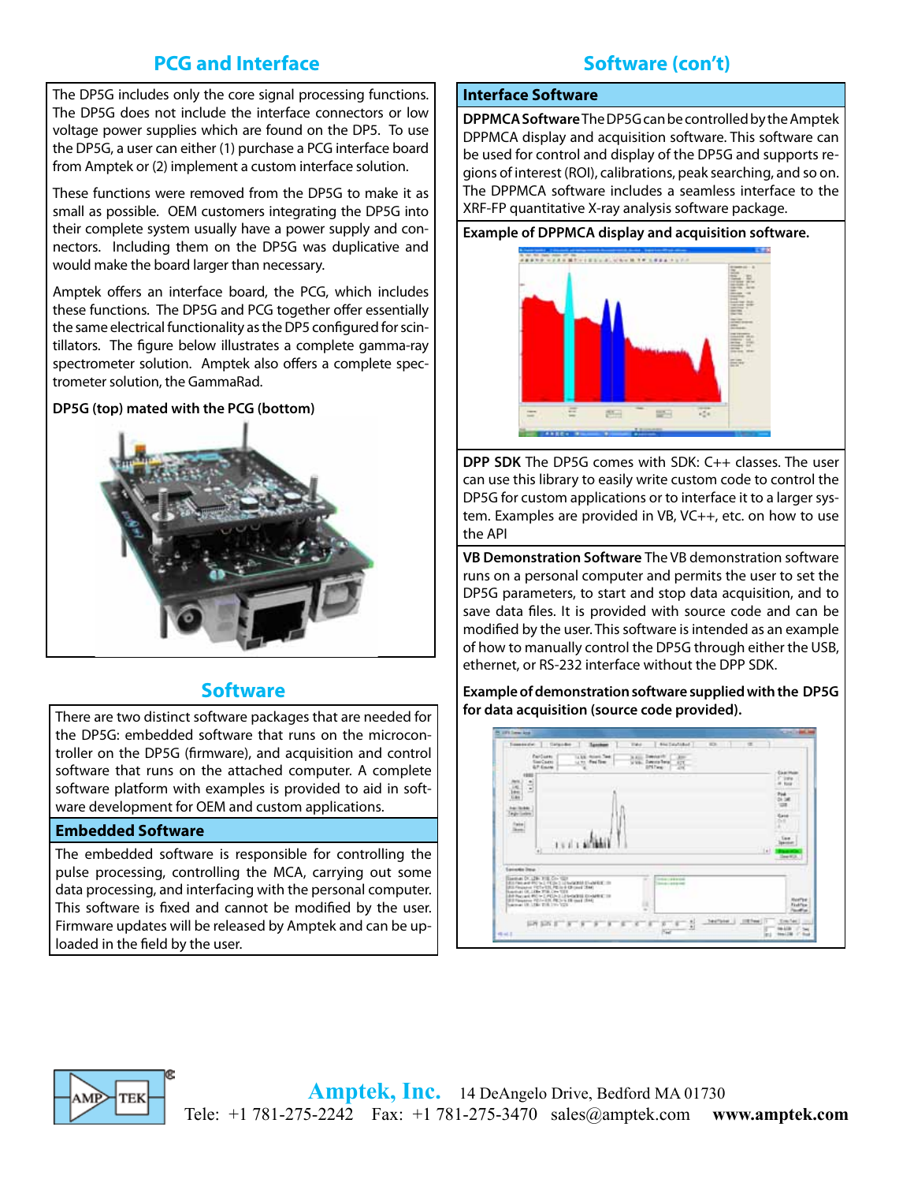## PCG and Interface

The DP5G includes only the core signal processing functions. The DP5G does not include the interface connectors or low voltage power supplies which are found on the DP5. To use the DP5G, a user can either (1) purchase a PCG interface board from Amptek or (2) implement a custom interface solution.

These functions were removed from the DP5G to make it as small as possible. OEM customers integrating the DP5G into their complete system usually have a power supply and connectors. Including them on the DP5G was duplicative and would make the board larger than necessary.

Amptek offers an interface board, the PCG, which includes these functions. The DP5G and PCG together offer essentially the same electrical functionality as the DP5 configured for scintillators. The figure below illustrates a complete gamma-ray spectrometer solution. Amptek also offers a complete spectrometer solution, the GammaRad.

**DP5G (top) mated with the PCG (bottom)**

## Software

There are two distinct software packages that are needed for the DP5G: embedded software that runs on the microcontroller on the DP5G (firmware), and acquisition and control software that runs on the attached computer. A complete software platform with examples is provided to aid in software development for OEM and custom applications.

### Embedded Software

The embedded software is responsible for controlling the pulse processing, controlling the MCA, carrying out some data processing, and interfacing with the personal computer. This software is fixed and cannot be modified by the user. Firmware updates will be released by Amptek and can be uploaded in the field by the user.

## Software (con't)

### Interface Software

**DPPMCA Software** The DP5G can be controlled by the Amptek DPPMCA display and acquisition software. This software can be used for control and display of the DP5G and supports regions of interest (ROI), calibrations, peak searching, and so on. The DPPMCA software includes a seamless interface to the XRF-FP quantitative X-ray analysis software package.

**Example of DPPMCA display and acquisition software.**

**DPP SDK** The DP5G comes with SDK: C++ classes. The user can use this library to easily write custom code to control the DP5G for custom applications or to interface it to a larger system. Examples are provided in VB, VC++, etc. on how to use the API

**VB Demonstration Software** The VB demonstration software runs on a personal computer and permits the user to set the DP5G parameters, to start and stop data acquisition, and to save data files. It is provided with source code and can be modified by the user. This software is intended as an example of how to manually control the DP5G through either the USB, ethernet, or RS-232 interface without the DPP SDK.

**Example of demonstration software supplied with the DP5G for data acquisition (source code provided).**

**Amptek, Inc.** 14 DeAngelo Drive, Bedford MA 01730
Tele: +1 781-275-2242 Fax: +1 781-275-3470 sales@amptek.com **www.amptek.com**